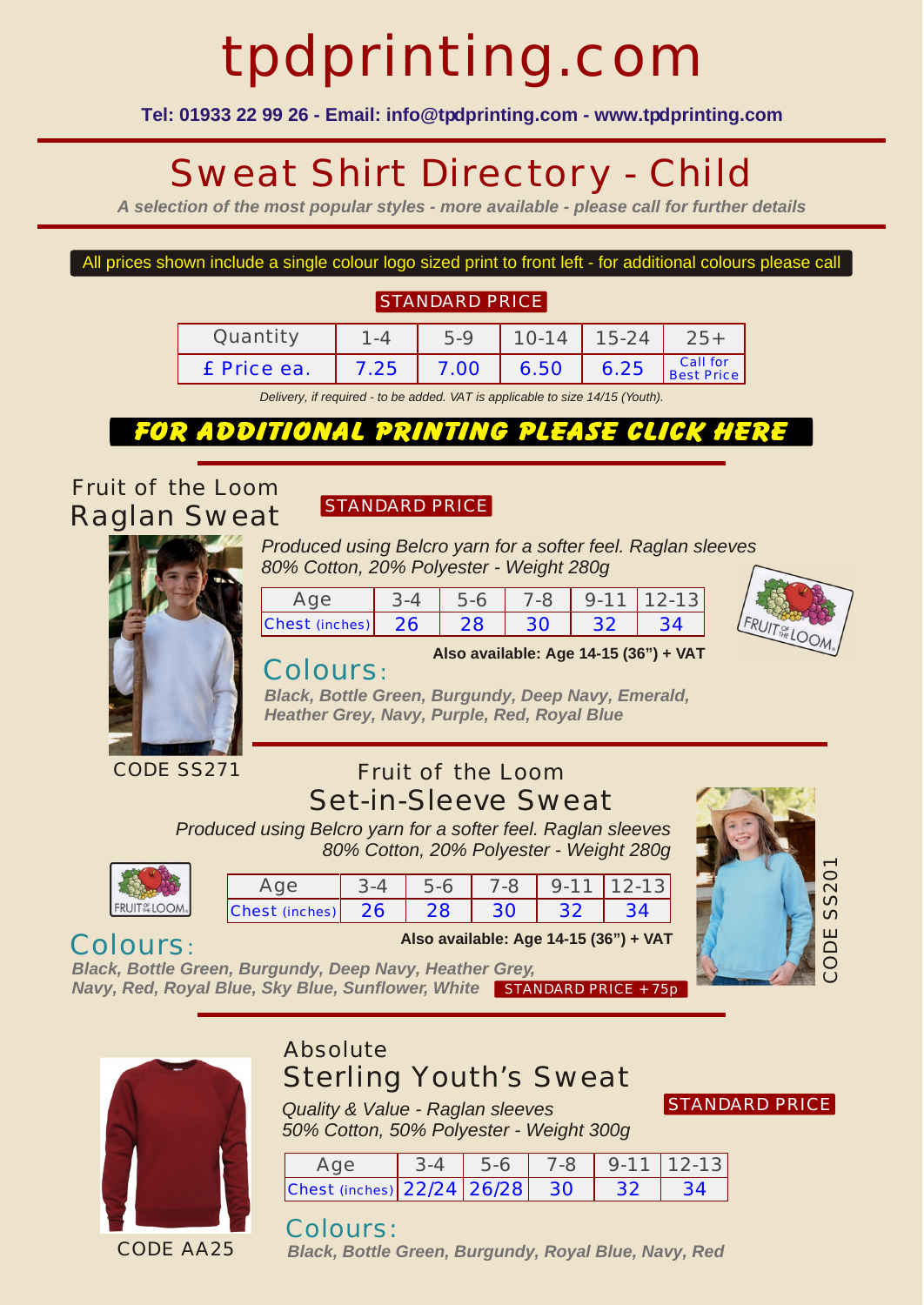# tpdprinting.com

**Tel: 01933 22 99 26 - Email: info@tpdprinting.com - www.tpdprinting.com**

# Sweat Shirt Directory - Child

*A selection of the most popular styles - more available - please call for further details*

All prices shown include a single colour logo sized print to front left - for additional colours please call

STANDARD PRICE

| Quantity | 1-4 | 5-9 | 10-14 | 15-24 | 25+ |
|---|---|---|---|---|---|
| £ Price ea. | 7.25 | 7.00 | 6.50 | 6.25 | Call for Best Price |

*Delivery, if required - to be added. VAT is applicable to size 14/15 (Youth).*

**FOR ADDITIONAL PRINTING PLEASE CLICK HERE**

## Fruit of the Loom Raglan Sweat

STANDARD PRICE

*Produced using Belcro yarn for a softer feel. Raglan sleeves*
*80% Cotton, 20% Polyester - Weight 280g*

| Age | 3-4 | 5-6 | 7-8 | 9-11 | 12-13 |
|---|---|---|---|---|---|
| Chest (inches) | 26 | 28 | 30 | 32 | 34 |

**Also available: Age 14-15 (36") + VAT**

Colours:

***Black, Bottle Green, Burgundy, Deep Navy, Emerald, Heather Grey, Navy, Purple, Red, Royal Blue***

CODE SS271

## Fruit of the Loom Set-in-Sleeve Sweat

*Produced using Belcro yarn for a softer feel. Raglan sleeves*
*80% Cotton, 20% Polyester - Weight 280g*

| Age | 3-4 | 5-6 | 7-8 | 9-11 | 12-13 |
|---|---|---|---|---|---|
| Chest (inches) | 26 | 28 | 30 | 32 | 34 |

**Also available: Age 14-15 (36") + VAT**

Colours:

***Black, Bottle Green, Burgundy, Deep Navy, Heather Grey, Navy, Red, Royal Blue, Sky Blue, Sunflower, White***

STANDARD PRICE +75p

CODE SS201

## Absolute Sterling Youth's Sweat

STANDARD PRICE

*Quality & Value - Raglan sleeves*
*50% Cotton, 50% Polyester - Weight 300g*

| Age | 3-4 | 5-6 | 7-8 | 9-11 | 12-13 |
|---|---|---|---|---|---|
| Chest (inches) | 22/24 | 26/28 | 30 | 32 | 34 |

Colours:

***Black, Bottle Green, Burgundy, Royal Blue, Navy, Red***

CODE AA25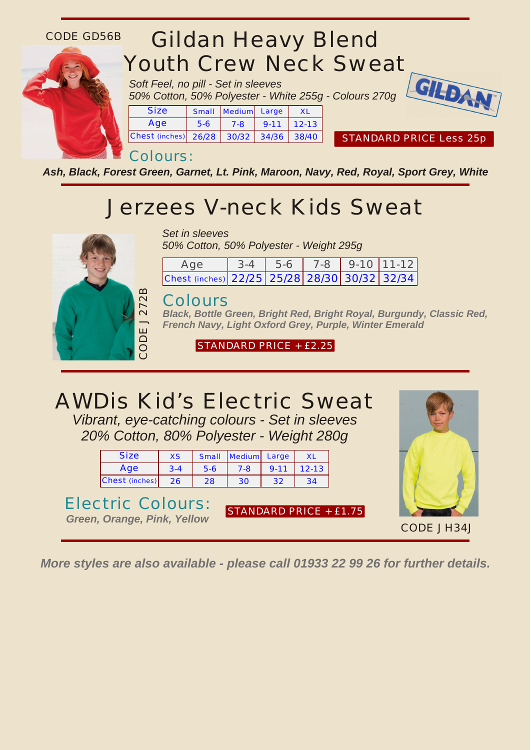CODE GD56B

# Gildan Heavy Blend Youth Crew Neck Sweat

*Soft Feel, no pill - Set in sleeves*
*50% Cotton, 50% Polyester - White 255g - Colours 270g*

| Size | Small | Medium | Large | XL |
|---|---|---|---|---|
| Age | 5-6 | 7-8 | 9-11 | 12-13 |
| Chest (inches) | 26/28 | 30/32 | 34/36 | 38/40 |

STANDARD PRICE Less 25p

Colours:

***Ash, Black, Forest Green, Garnet, Lt. Pink, Maroon, Navy, Red, Royal, Sport Grey, White***

# Jerzees V-neck Kids Sweat

CODE J272B

*Set in sleeves*
*50% Cotton, 50% Polyester - Weight 295g*

| Age | 3-4 | 5-6 | 7-8 | 9-10 | 11-12 |
|---|---|---|---|---|---|
| Chest (inches) | 22/25 | 25/28 | 28/30 | 30/32 | 32/34 |

Colours

***Black, Bottle Green, Bright Red, Bright Royal, Burgundy, Classic Red, French Navy, Light Oxford Grey, Purple, Winter Emerald***

STANDARD PRICE + £2.25

# AWDis Kid's Electric Sweat

*Vibrant, eye-catching colours - Set in sleeves*
*20% Cotton, 80% Polyester - Weight 280g*

| Size | XS | Small | Medium | Large | XL |
|---|---|---|---|---|---|
| Age | 3-4 | 5-6 | 7-8 | 9-11 | 12-13 |
| Chest (inches) | 26 | 28 | 30 | 32 | 34 |

Electric Colours:

***Green, Orange, Pink, Yellow***

STANDARD PRICE + £1.75

CODE JH34J

***More styles are also available - please call 01933 22 99 26 for further details.***